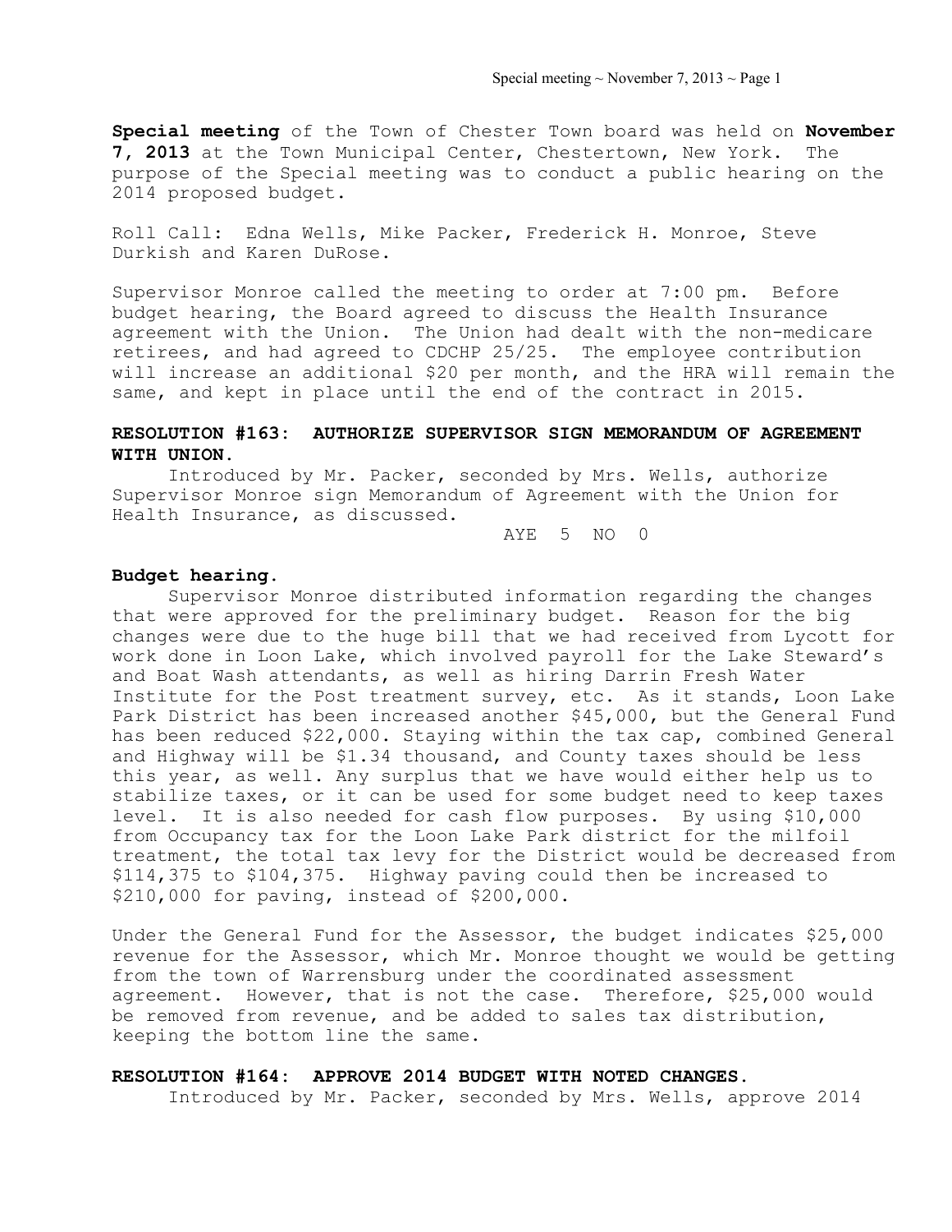**Special meeting** of the Town of Chester Town board was held on **November 7, 2013** at the Town Municipal Center, Chestertown, New York. The purpose of the Special meeting was to conduct a public hearing on the 2014 proposed budget.

Roll Call: Edna Wells, Mike Packer, Frederick H. Monroe, Steve Durkish and Karen DuRose.

Supervisor Monroe called the meeting to order at 7:00 pm. Before budget hearing, the Board agreed to discuss the Health Insurance agreement with the Union. The Union had dealt with the non-medicare retirees, and had agreed to CDCHP 25/25. The employee contribution will increase an additional $20 per month, and the HRA will remain the same, and kept in place until the end of the contract in 2015.

**RESOLUTION #163: AUTHORIZE SUPERVISOR SIGN MEMORANDUM OF AGREEMENT WITH UNION.**

Introduced by Mr. Packer, seconded by Mrs. Wells, authorize Supervisor Monroe sign Memorandum of Agreement with the Union for Health Insurance, as discussed.

AYE 5 NO 0

**Budget hearing.**

Supervisor Monroe distributed information regarding the changes that were approved for the preliminary budget. Reason for the big changes were due to the huge bill that we had received from Lycott for work done in Loon Lake, which involved payroll for the Lake Steward's and Boat Wash attendants, as well as hiring Darrin Fresh Water Institute for the Post treatment survey, etc. As it stands, Loon Lake Park District has been increased another $45,000, but the General Fund has been reduced $22,000. Staying within the tax cap, combined General and Highway will be $1.34 thousand, and County taxes should be less this year, as well. Any surplus that we have would either help us to stabilize taxes, or it can be used for some budget need to keep taxes level. It is also needed for cash flow purposes. By using $10,000 from Occupancy tax for the Loon Lake Park district for the milfoil treatment, the total tax levy for the District would be decreased from $114,375 to $104,375. Highway paving could then be increased to $210,000 for paving, instead of $200,000.

Under the General Fund for the Assessor, the budget indicates $25,000 revenue for the Assessor, which Mr. Monroe thought we would be getting from the town of Warrensburg under the coordinated assessment agreement. However, that is not the case. Therefore, $25,000 would be removed from revenue, and be added to sales tax distribution, keeping the bottom line the same.

**RESOLUTION #164: APPROVE 2014 BUDGET WITH NOTED CHANGES.**

Introduced by Mr. Packer, seconded by Mrs. Wells, approve 2014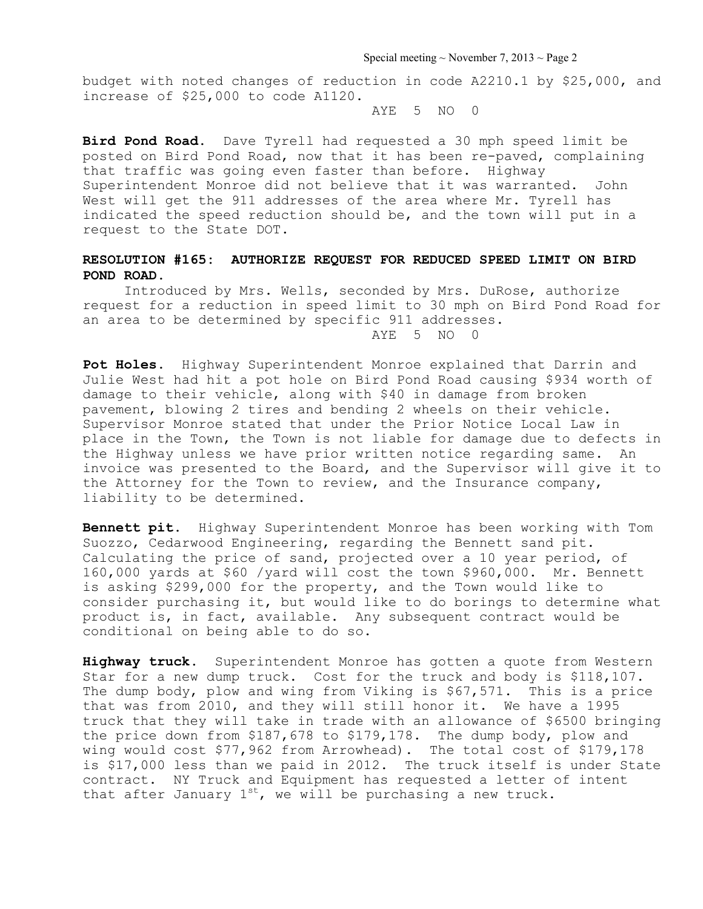budget with noted changes of reduction in code A2210.1 by $25,000, and increase of $25,000 to code A1120.

AYE 5 NO 0

**Bird Pond Road.** Dave Tyrell had requested a 30 mph speed limit be posted on Bird Pond Road, now that it has been re-paved, complaining that traffic was going even faster than before. Highway Superintendent Monroe did not believe that it was warranted. John West will get the 911 addresses of the area where Mr. Tyrell has indicated the speed reduction should be, and the town will put in a request to the State DOT.

**RESOLUTION #165: AUTHORIZE REQUEST FOR REDUCED SPEED LIMIT ON BIRD POND ROAD.**

Introduced by Mrs. Wells, seconded by Mrs. DuRose, authorize request for a reduction in speed limit to 30 mph on Bird Pond Road for an area to be determined by specific 911 addresses.

AYE 5 NO 0

**Pot Holes.** Highway Superintendent Monroe explained that Darrin and Julie West had hit a pot hole on Bird Pond Road causing $934 worth of damage to their vehicle, along with $40 in damage from broken pavement, blowing 2 tires and bending 2 wheels on their vehicle. Supervisor Monroe stated that under the Prior Notice Local Law in place in the Town, the Town is not liable for damage due to defects in the Highway unless we have prior written notice regarding same. An invoice was presented to the Board, and the Supervisor will give it to the Attorney for the Town to review, and the Insurance company, liability to be determined.

**Bennett pit.** Highway Superintendent Monroe has been working with Tom Suozzo, Cedarwood Engineering, regarding the Bennett sand pit. Calculating the price of sand, projected over a 10 year period, of 160,000 yards at $60 /yard will cost the town $960,000. Mr. Bennett is asking $299,000 for the property, and the Town would like to consider purchasing it, but would like to do borings to determine what product is, in fact, available. Any subsequent contract would be conditional on being able to do so.

**Highway truck.** Superintendent Monroe has gotten a quote from Western Star for a new dump truck. Cost for the truck and body is $118,107. The dump body, plow and wing from Viking is $67,571. This is a price that was from 2010, and they will still honor it. We have a 1995 truck that they will take in trade with an allowance of $6500 bringing the price down from $187,678 to $179,178. The dump body, plow and wing would cost $77,962 from Arrowhead). The total cost of $179,178 is $17,000 less than we paid in 2012. The truck itself is under State contract. NY Truck and Equipment has requested a letter of intent that after January 1st, we will be purchasing a new truck.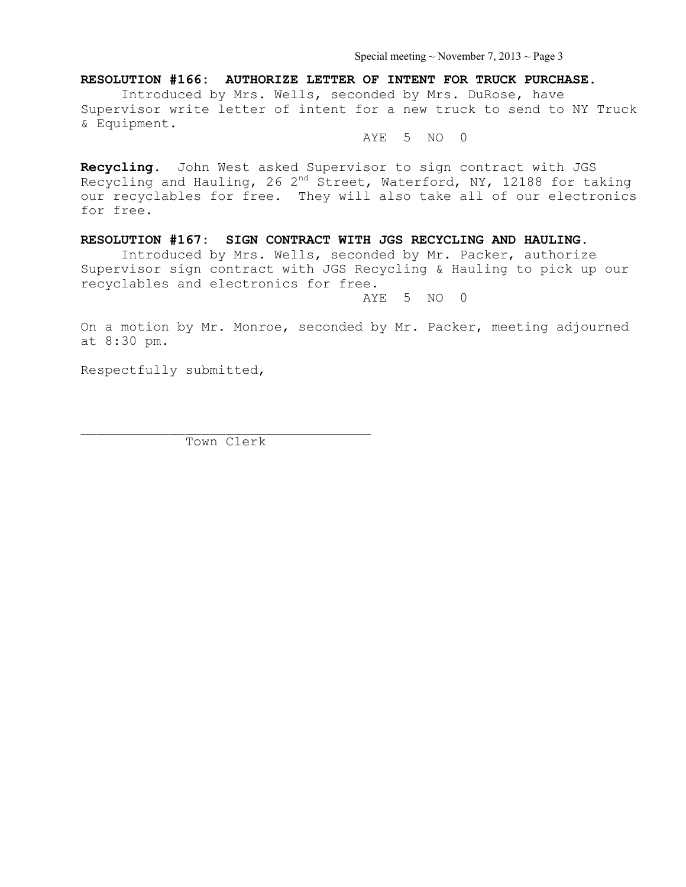**RESOLUTION #166: AUTHORIZE LETTER OF INTENT FOR TRUCK PURCHASE.**

Introduced by Mrs. Wells, seconded by Mrs. DuRose, have Supervisor write letter of intent for a new truck to send to NY Truck & Equipment.

AYE 5 NO 0

**Recycling.** John West asked Supervisor to sign contract with JGS Recycling and Hauling, 26 2nd Street, Waterford, NY, 12188 for taking our recyclables for free. They will also take all of our electronics for free.

**RESOLUTION #167: SIGN CONTRACT WITH JGS RECYCLING AND HAULING.**

Introduced by Mrs. Wells, seconded by Mr. Packer, authorize Supervisor sign contract with JGS Recycling & Hauling to pick up our recyclables and electronics for free.

AYE 5 NO 0

On a motion by Mr. Monroe, seconded by Mr. Packer, meeting adjourned at 8:30 pm.

Respectfully submitted,

\_\_\_\_\_\_\_\_\_\_\_\_\_\_\_\_\_\_\_\_\_\_\_\_\_\_\_\_\_\_\_\_\_\_\_\_

Town Clerk